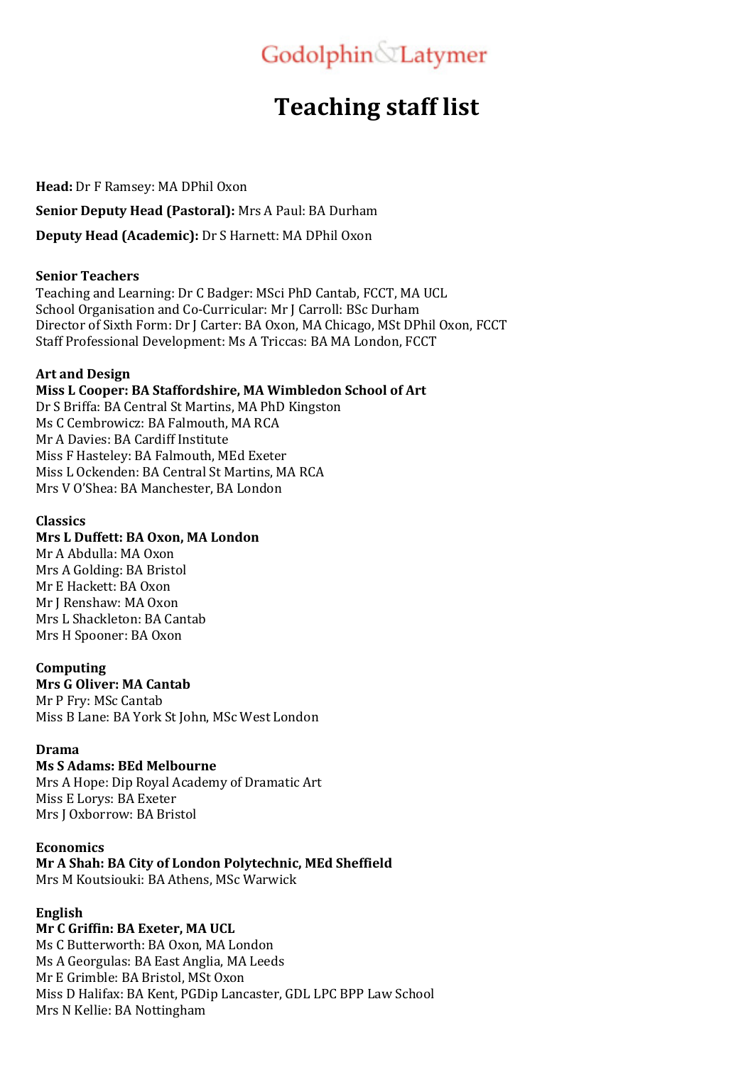Godolphin & Latymer

# Teaching staff list

**Head:** Dr F Ramsey: MA DPhil Oxon

**Senior Deputy Head (Pastoral):** Mrs A Paul: BA Durham

**Deputy Head (Academic):** Dr S Harnett: MA DPhil Oxon

**Senior Teachers**
Teaching and Learning: Dr C Badger: MSci PhD Cantab, FCCT, MA UCL
School Organisation and Co-Curricular: Mr J Carroll: BSc Durham
Director of Sixth Form: Dr J Carter: BA Oxon, MA Chicago, MSt DPhil Oxon, FCCT
Staff Professional Development: Ms A Triccas: BA MA London, FCCT

**Art and Design**
**Miss L Cooper: BA Staffordshire, MA Wimbledon School of Art**
Dr S Briffa: BA Central St Martins, MA PhD Kingston
Ms C Cembrowicz: BA Falmouth, MA RCA
Mr A Davies: BA Cardiff Institute
Miss F Hasteley: BA Falmouth, MEd Exeter
Miss L Ockenden: BA Central St Martins, MA RCA
Mrs V O'Shea: BA Manchester, BA London

**Classics**
**Mrs L Duffett: BA Oxon, MA London**
Mr A Abdulla: MA Oxon
Mrs A Golding: BA Bristol
Mr E Hackett: BA Oxon
Mr J Renshaw: MA Oxon
Mrs L Shackleton: BA Cantab
Mrs H Spooner: BA Oxon

**Computing**
**Mrs G Oliver: MA Cantab**
Mr P Fry: MSc Cantab
Miss B Lane: BA York St John, MSc West London

**Drama**
**Ms S Adams: BEd Melbourne**
Mrs A Hope: Dip Royal Academy of Dramatic Art
Miss E Lorys: BA Exeter
Mrs J Oxborrow: BA Bristol

**Economics**
**Mr A Shah: BA City of London Polytechnic, MEd Sheffield**
Mrs M Koutsiouki: BA Athens, MSc Warwick

**English**
**Mr C Griffin: BA Exeter, MA UCL**
Ms C Butterworth: BA Oxon, MA London
Ms A Georgulas: BA East Anglia, MA Leeds
Mr E Grimble: BA Bristol, MSt Oxon
Miss D Halifax: BA Kent, PGDip Lancaster, GDL LPC BPP Law School
Mrs N Kellie: BA Nottingham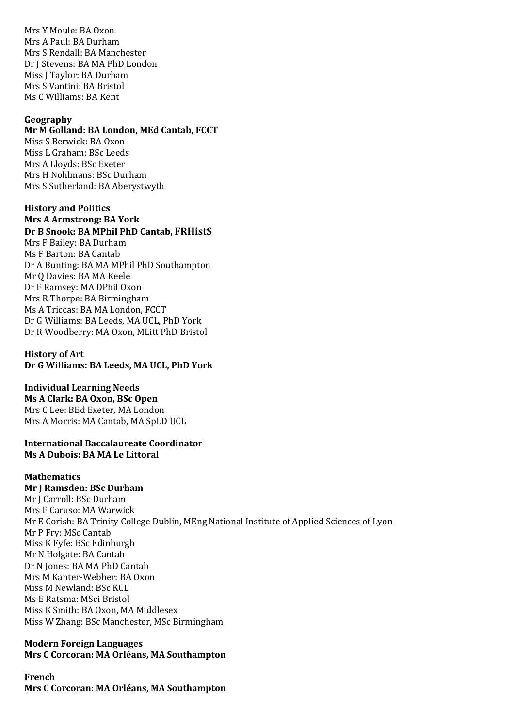Mrs Y Moule: BA Oxon
Mrs A Paul: BA Durham
Mrs S Rendall: BA Manchester
Dr J Stevens: BA MA PhD London
Miss J Taylor: BA Durham
Mrs S Vantini: BA Bristol
Ms C Williams: BA Kent

**Geography**
**Mr M Golland: BA London, MEd Cantab, FCCT**
Miss S Berwick: BA Oxon
Miss L Graham: BSc Leeds
Mrs A Lloyds: BSc Exeter
Mrs H Nohlmans: BSc Durham
Mrs S Sutherland: BA Aberystwyth

**History and Politics**
**Mrs A Armstrong: BA York**
**Dr B Snook: BA MPhil PhD Cantab, FRHistS**
Mrs F Bailey: BA Durham
Ms F Barton: BA Cantab
Dr A Bunting: BA MA MPhil PhD Southampton
Mr Q Davies: BA MA Keele
Dr F Ramsey: MA DPhil Oxon
Mrs R Thorpe: BA Birmingham
Ms A Triccas: BA MA London, FCCT
Dr G Williams: BA Leeds, MA UCL, PhD York
Dr R Woodberry: MA Oxon, MLitt PhD Bristol

**History of Art**
**Dr G Williams: BA Leeds, MA UCL, PhD York**

**Individual Learning Needs**
**Ms A Clark: BA Oxon, BSc Open**
Mrs C Lee: BEd Exeter, MA London
Mrs A Morris: MA Cantab, MA SpLD UCL

**International Baccalaureate Coordinator**
**Ms A Dubois: BA MA Le Littoral**

**Mathematics**
**Mr J Ramsden: BSc Durham**
Mr J Carroll: BSc Durham
Mrs F Caruso: MA Warwick
Mr E Corish: BA Trinity College Dublin, MEng National Institute of Applied Sciences of Lyon
Mr P Fry: MSc Cantab
Miss K Fyfe: BSc Edinburgh
Mr N Holgate: BA Cantab
Dr N Jones: BA MA PhD Cantab
Mrs M Kanter-Webber: BA Oxon
Miss M Newland: BSc KCL
Ms E Ratsma: MSci Bristol
Miss K Smith: BA Oxon, MA Middlesex
Miss W Zhang: BSc Manchester, MSc Birmingham

**Modern Foreign Languages**
**Mrs C Corcoran: MA Orléans, MA Southampton**

**French**
**Mrs C Corcoran: MA Orléans, MA Southampton**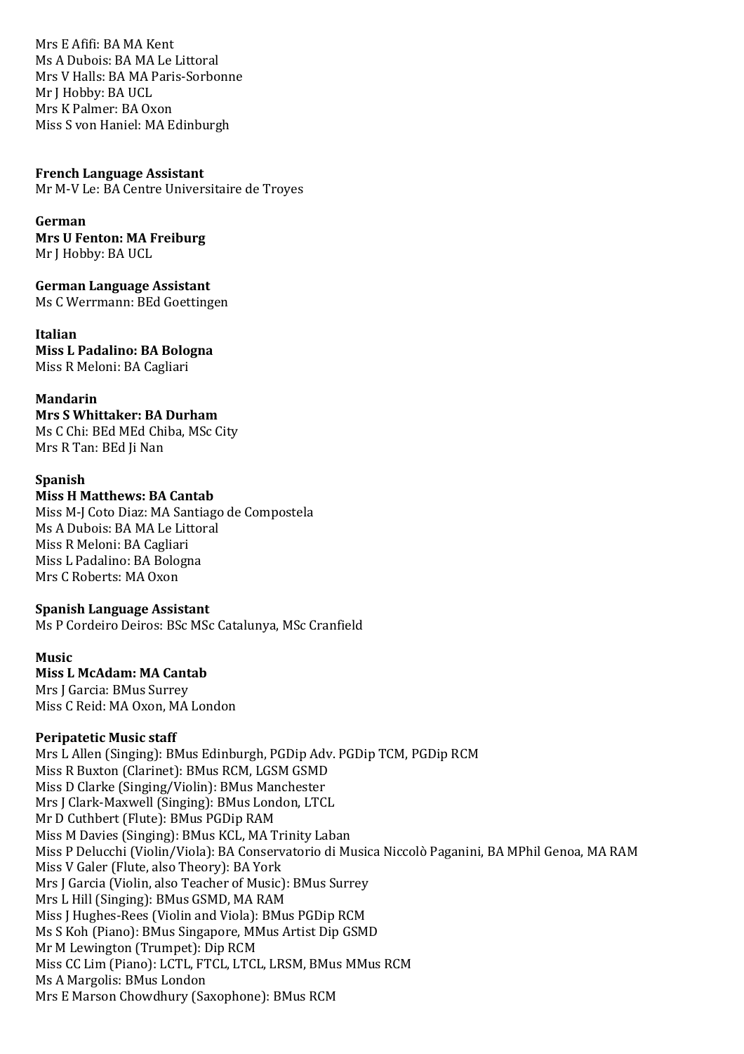Mrs E Afifi: BA MA Kent
Ms A Dubois: BA MA Le Littoral
Mrs V Halls: BA MA Paris-Sorbonne
Mr J Hobby: BA UCL
Mrs K Palmer: BA Oxon
Miss S von Haniel: MA Edinburgh

**French Language Assistant**
Mr M-V Le: BA Centre Universitaire de Troyes

**German**
**Mrs U Fenton: MA Freiburg**
Mr J Hobby: BA UCL

**German Language Assistant**
Ms C Werrmann: BEd Goettingen

**Italian**
**Miss L Padalino: BA Bologna**
Miss R Meloni: BA Cagliari

**Mandarin**
**Mrs S Whittaker: BA Durham**
Ms C Chi: BEd MEd Chiba, MSc City
Mrs R Tan: BEd Ji Nan

**Spanish**
**Miss H Matthews: BA Cantab**
Miss M-J Coto Diaz: MA Santiago de Compostela
Ms A Dubois: BA MA Le Littoral
Miss R Meloni: BA Cagliari
Miss L Padalino: BA Bologna
Mrs C Roberts: MA Oxon

**Spanish Language Assistant**
Ms P Cordeiro Deiros: BSc MSc Catalunya, MSc Cranfield

**Music**
**Miss L McAdam: MA Cantab**
Mrs J Garcia: BMus Surrey
Miss C Reid: MA Oxon, MA London

**Peripatetic Music staff**
Mrs L Allen (Singing): BMus Edinburgh, PGDip Adv. PGDip TCM, PGDip RCM
Miss R Buxton (Clarinet): BMus RCM, LGSM GSMD
Miss D Clarke (Singing/Violin): BMus Manchester
Mrs J Clark-Maxwell (Singing): BMus London, LTCL
Mr D Cuthbert (Flute): BMus PGDip RAM
Miss M Davies (Singing): BMus KCL, MA Trinity Laban
Miss P Delucchi (Violin/Viola): BA Conservatorio di Musica Niccolò Paganini, BA MPhil Genoa, MA RAM
Miss V Galer (Flute, also Theory): BA York
Mrs J Garcia (Violin, also Teacher of Music): BMus Surrey
Mrs L Hill (Singing): BMus GSMD, MA RAM
Miss J Hughes-Rees (Violin and Viola): BMus PGDip RCM
Ms S Koh (Piano): BMus Singapore, MMus Artist Dip GSMD
Mr M Lewington (Trumpet): Dip RCM
Miss CC Lim (Piano): LCTL, FTCL, LTCL, LRSM, BMus MMus RCM
Ms A Margolis: BMus London
Mrs E Marson Chowdhury (Saxophone): BMus RCM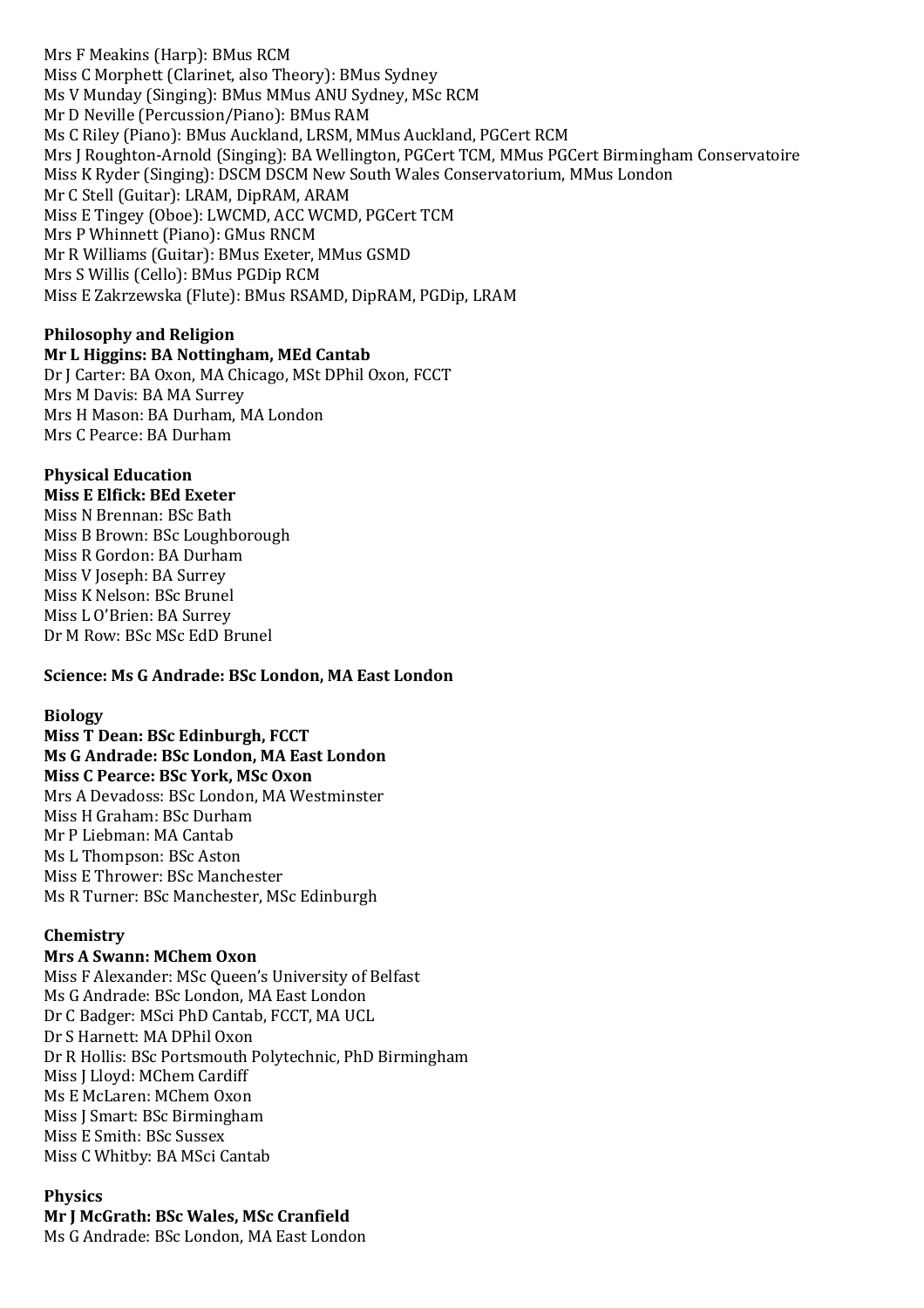Mrs F Meakins (Harp): BMus RCM
Miss C Morphett (Clarinet, also Theory): BMus Sydney
Ms V Munday (Singing): BMus MMus ANU Sydney, MSc RCM
Mr D Neville (Percussion/Piano): BMus RAM
Ms C Riley (Piano): BMus Auckland, LRSM, MMus Auckland, PGCert RCM
Mrs J Roughton-Arnold (Singing): BA Wellington, PGCert TCM, MMus PGCert Birmingham Conservatoire
Miss K Ryder (Singing): DSCM DSCM New South Wales Conservatorium, MMus London
Mr C Stell (Guitar): LRAM, DipRAM, ARAM
Miss E Tingey (Oboe): LWCMD, ACC WCMD, PGCert TCM
Mrs P Whinnett (Piano): GMus RNCM
Mr R Williams (Guitar): BMus Exeter, MMus GSMD
Mrs S Willis (Cello): BMus PGDip RCM
Miss E Zakrzewska (Flute): BMus RSAMD, DipRAM, PGDip, LRAM

**Philosophy and Religion**
**Mr L Higgins: BA Nottingham, MEd Cantab**
Dr J Carter: BA Oxon, MA Chicago, MSt DPhil Oxon, FCCT
Mrs M Davis: BA MA Surrey
Mrs H Mason: BA Durham, MA London
Mrs C Pearce: BA Durham

**Physical Education**
**Miss E Elfick: BEd Exeter**
Miss N Brennan: BSc Bath
Miss B Brown: BSc Loughborough
Miss R Gordon: BA Durham
Miss V Joseph: BA Surrey
Miss K Nelson: BSc Brunel
Miss L O'Brien: BA Surrey
Dr M Row: BSc MSc EdD Brunel

**Science: Ms G Andrade: BSc London, MA East London**

**Biology**
**Miss T Dean: BSc Edinburgh, FCCT**
**Ms G Andrade: BSc London, MA East London**
**Miss C Pearce: BSc York, MSc Oxon**
Mrs A Devadoss: BSc London, MA Westminster
Miss H Graham: BSc Durham
Mr P Liebman: MA Cantab
Ms L Thompson: BSc Aston
Miss E Thrower: BSc Manchester
Ms R Turner: BSc Manchester, MSc Edinburgh

**Chemistry**
**Mrs A Swann: MChem Oxon**
Miss F Alexander: MSc Queen's University of Belfast
Ms G Andrade: BSc London, MA East London
Dr C Badger: MSci PhD Cantab, FCCT, MA UCL
Dr S Harnett: MA DPhil Oxon
Dr R Hollis: BSc Portsmouth Polytechnic, PhD Birmingham
Miss J Lloyd: MChem Cardiff
Ms E McLaren: MChem Oxon
Miss J Smart: BSc Birmingham
Miss E Smith: BSc Sussex
Miss C Whitby: BA MSci Cantab

**Physics**
**Mr J McGrath: BSc Wales, MSc Cranfield**
Ms G Andrade: BSc London, MA East London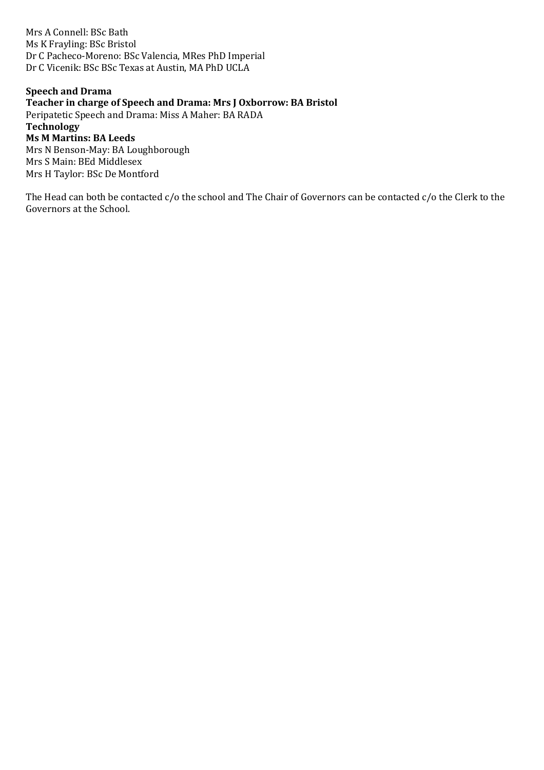Mrs A Connell: BSc Bath
Ms K Frayling: BSc Bristol
Dr C Pacheco-Moreno: BSc Valencia, MRes PhD Imperial
Dr C Vicenik: BSc BSc Texas at Austin, MA PhD UCLA

**Speech and Drama**
**Teacher in charge of Speech and Drama: Mrs J Oxborrow: BA Bristol**
Peripatetic Speech and Drama: Miss A Maher: BA RADA
**Technology**
**Ms M Martins: BA Leeds**
Mrs N Benson-May: BA Loughborough
Mrs S Main: BEd Middlesex
Mrs H Taylor: BSc De Montford

The Head can both be contacted c/o the school and The Chair of Governors can be contacted c/o the Clerk to the Governors at the School.